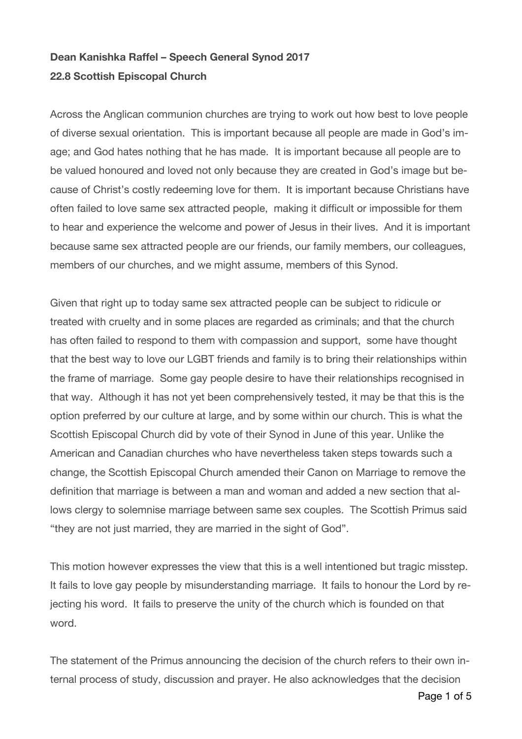**Dean Kanishka Raffel – Speech General Synod 2017**

**22.8 Scottish Episcopal Church**

Across the Anglican communion churches are trying to work out how best to love people of diverse sexual orientation. This is important because all people are made in God's image; and God hates nothing that he has made. It is important because all people are to be valued honoured and loved not only because they are created in God's image but because of Christ's costly redeeming love for them. It is important because Christians have often failed to love same sex attracted people, making it difficult or impossible for them to hear and experience the welcome and power of Jesus in their lives. And it is important because same sex attracted people are our friends, our family members, our colleagues, members of our churches, and we might assume, members of this Synod.

Given that right up to today same sex attracted people can be subject to ridicule or treated with cruelty and in some places are regarded as criminals; and that the church has often failed to respond to them with compassion and support, some have thought that the best way to love our LGBT friends and family is to bring their relationships within the frame of marriage. Some gay people desire to have their relationships recognised in that way. Although it has not yet been comprehensively tested, it may be that this is the option preferred by our culture at large, and by some within our church. This is what the Scottish Episcopal Church did by vote of their Synod in June of this year. Unlike the American and Canadian churches who have nevertheless taken steps towards such a change, the Scottish Episcopal Church amended their Canon on Marriage to remove the definition that marriage is between a man and woman and added a new section that allows clergy to solemnise marriage between same sex couples. The Scottish Primus said "they are not just married, they are married in the sight of God".

This motion however expresses the view that this is a well intentioned but tragic misstep. It fails to love gay people by misunderstanding marriage. It fails to honour the Lord by rejecting his word. It fails to preserve the unity of the church which is founded on that word.

The statement of the Primus announcing the decision of the church refers to their own internal process of study, discussion and prayer. He also acknowledges that the decision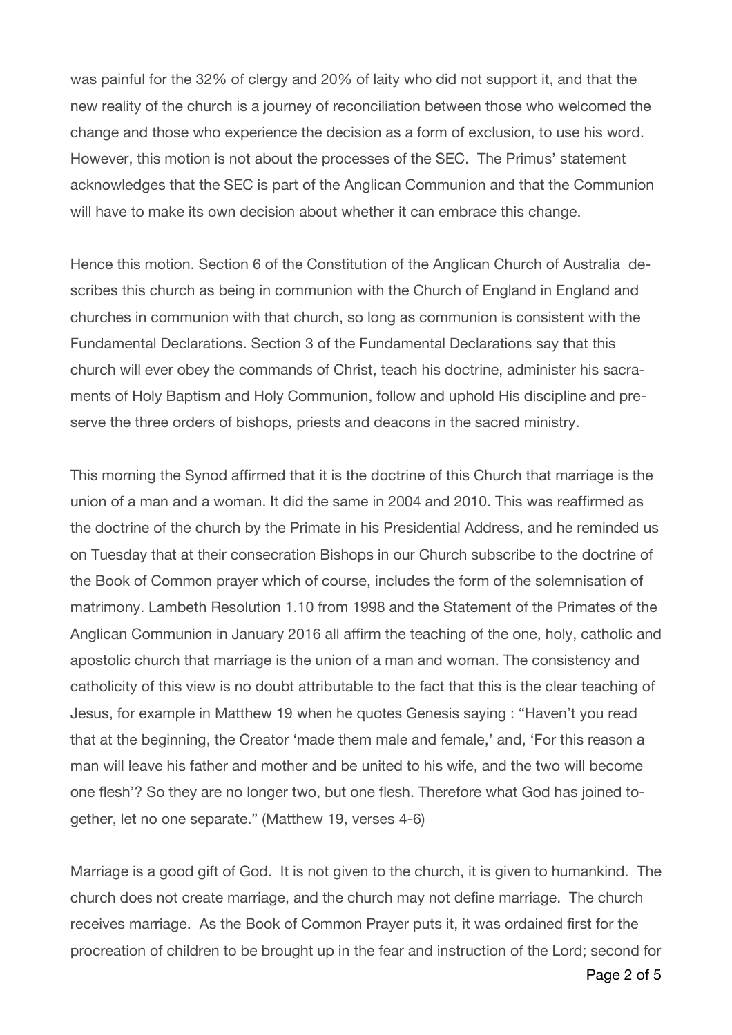was painful for the 32% of clergy and 20% of laity who did not support it, and that the new reality of the church is a journey of reconciliation between those who welcomed the change and those who experience the decision as a form of exclusion, to use his word. However, this motion is not about the processes of the SEC. The Primus' statement acknowledges that the SEC is part of the Anglican Communion and that the Communion will have to make its own decision about whether it can embrace this change.

Hence this motion. Section 6 of the Constitution of the Anglican Church of Australia describes this church as being in communion with the Church of England in England and churches in communion with that church, so long as communion is consistent with the Fundamental Declarations. Section 3 of the Fundamental Declarations say that this church will ever obey the commands of Christ, teach his doctrine, administer his sacraments of Holy Baptism and Holy Communion, follow and uphold His discipline and preserve the three orders of bishops, priests and deacons in the sacred ministry.

This morning the Synod affirmed that it is the doctrine of this Church that marriage is the union of a man and a woman. It did the same in 2004 and 2010. This was reaffirmed as the doctrine of the church by the Primate in his Presidential Address, and he reminded us on Tuesday that at their consecration Bishops in our Church subscribe to the doctrine of the Book of Common prayer which of course, includes the form of the solemnisation of matrimony. Lambeth Resolution 1.10 from 1998 and the Statement of the Primates of the Anglican Communion in January 2016 all affirm the teaching of the one, holy, catholic and apostolic church that marriage is the union of a man and woman. The consistency and catholicity of this view is no doubt attributable to the fact that this is the clear teaching of Jesus, for example in Matthew 19 when he quotes Genesis saying : "Haven't you read that at the beginning, the Creator 'made them male and female,' and, 'For this reason a man will leave his father and mother and be united to his wife, and the two will become one flesh'? So they are no longer two, but one flesh. Therefore what God has joined together, let no one separate." (Matthew 19, verses 4-6)

Marriage is a good gift of God. It is not given to the church, it is given to humankind. The church does not create marriage, and the church may not define marriage. The church receives marriage. As the Book of Common Prayer puts it, it was ordained first for the procreation of children to be brought up in the fear and instruction of the Lord; second for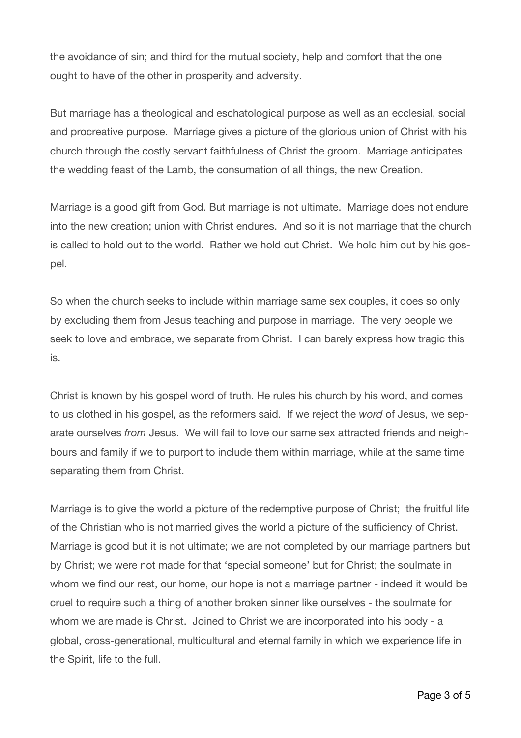the avoidance of sin; and third for the mutual society, help and comfort that the one ought to have of the other in prosperity and adversity.

But marriage has a theological and eschatological purpose as well as an ecclesial, social and procreative purpose. Marriage gives a picture of the glorious union of Christ with his church through the costly servant faithfulness of Christ the groom. Marriage anticipates the wedding feast of the Lamb, the consumation of all things, the new Creation.

Marriage is a good gift from God. But marriage is not ultimate. Marriage does not endure into the new creation; union with Christ endures. And so it is not marriage that the church is called to hold out to the world. Rather we hold out Christ. We hold him out by his gospel.

So when the church seeks to include within marriage same sex couples, it does so only by excluding them from Jesus teaching and purpose in marriage. The very people we seek to love and embrace, we separate from Christ. I can barely express how tragic this is.

Christ is known by his gospel word of truth. He rules his church by his word, and comes to us clothed in his gospel, as the reformers said. If we reject the *word* of Jesus, we separate ourselves *from* Jesus. We will fail to love our same sex attracted friends and neighbours and family if we to purport to include them within marriage, while at the same time separating them from Christ.

Marriage is to give the world a picture of the redemptive purpose of Christ; the fruitful life of the Christian who is not married gives the world a picture of the sufficiency of Christ. Marriage is good but it is not ultimate; we are not completed by our marriage partners but by Christ; we were not made for that 'special someone' but for Christ; the soulmate in whom we find our rest, our home, our hope is not a marriage partner - indeed it would be cruel to require such a thing of another broken sinner like ourselves - the soulmate for whom we are made is Christ. Joined to Christ we are incorporated into his body - a global, cross-generational, multicultural and eternal family in which we experience life in the Spirit, life to the full.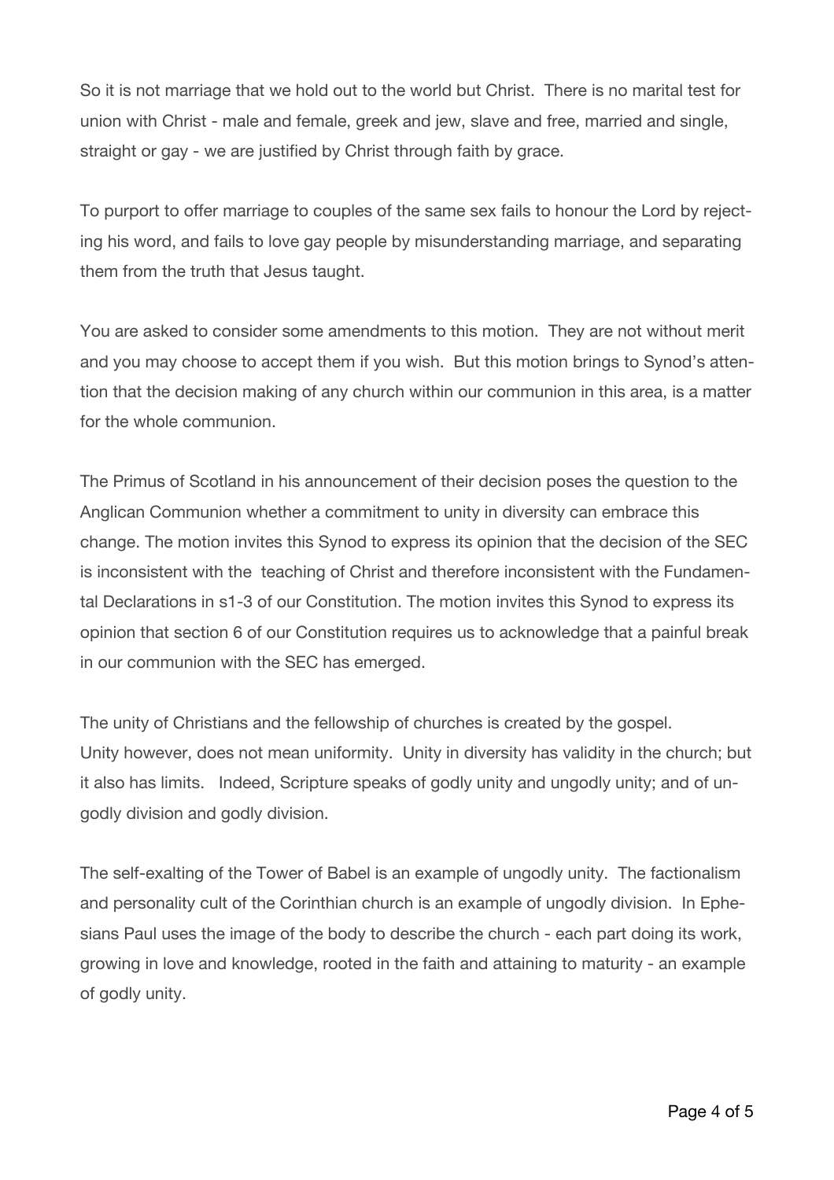So it is not marriage that we hold out to the world but Christ. There is no marital test for union with Christ - male and female, greek and jew, slave and free, married and single, straight or gay - we are justified by Christ through faith by grace.

To purport to offer marriage to couples of the same sex fails to honour the Lord by rejecting his word, and fails to love gay people by misunderstanding marriage, and separating them from the truth that Jesus taught.

You are asked to consider some amendments to this motion. They are not without merit and you may choose to accept them if you wish. But this motion brings to Synod's attention that the decision making of any church within our communion in this area, is a matter for the whole communion.

The Primus of Scotland in his announcement of their decision poses the question to the Anglican Communion whether a commitment to unity in diversity can embrace this change. The motion invites this Synod to express its opinion that the decision of the SEC is inconsistent with the teaching of Christ and therefore inconsistent with the Fundamental Declarations in s1-3 of our Constitution. The motion invites this Synod to express its opinion that section 6 of our Constitution requires us to acknowledge that a painful break in our communion with the SEC has emerged.

The unity of Christians and the fellowship of churches is created by the gospel. Unity however, does not mean uniformity. Unity in diversity has validity in the church; but it also has limits. Indeed, Scripture speaks of godly unity and ungodly unity; and of ungodly division and godly division.

The self-exalting of the Tower of Babel is an example of ungodly unity. The factionalism and personality cult of the Corinthian church is an example of ungodly division. In Ephesians Paul uses the image of the body to describe the church - each part doing its work, growing in love and knowledge, rooted in the faith and attaining to maturity - an example of godly unity.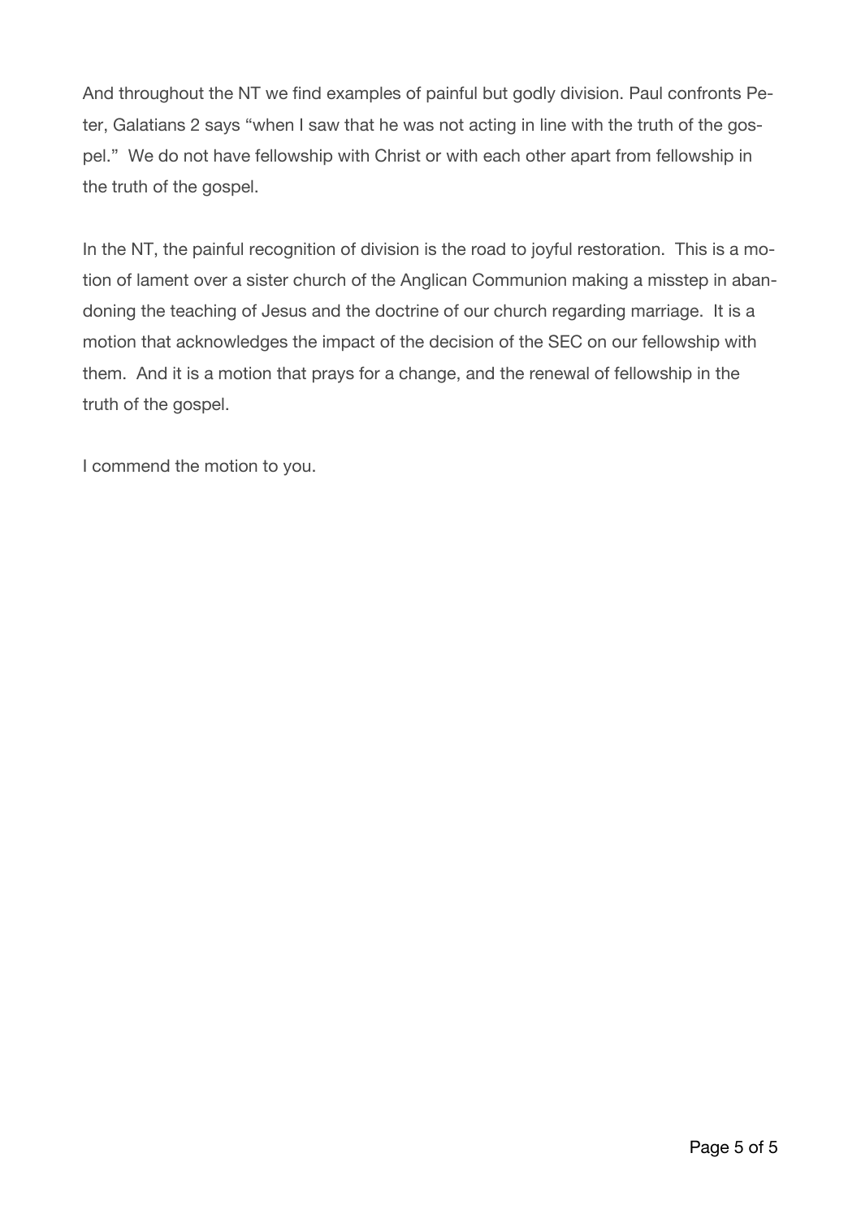And throughout the NT we find examples of painful but godly division. Paul confronts Peter, Galatians 2 says "when I saw that he was not acting in line with the truth of the gospel." We do not have fellowship with Christ or with each other apart from fellowship in the truth of the gospel.

In the NT, the painful recognition of division is the road to joyful restoration. This is a motion of lament over a sister church of the Anglican Communion making a misstep in abandoning the teaching of Jesus and the doctrine of our church regarding marriage. It is a motion that acknowledges the impact of the decision of the SEC on our fellowship with them. And it is a motion that prays for a change, and the renewal of fellowship in the truth of the gospel.

I commend the motion to you.